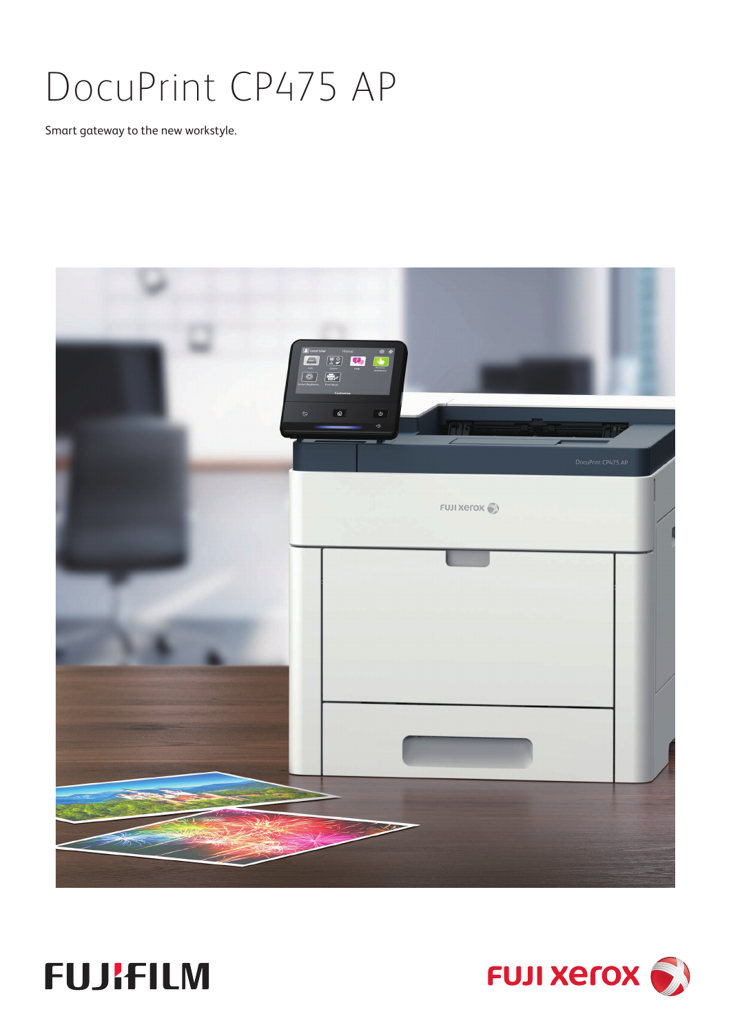# DocuPrint CP475 AP

Smart gateway to the new workstyle.

FUJIFILM

FUJI xerox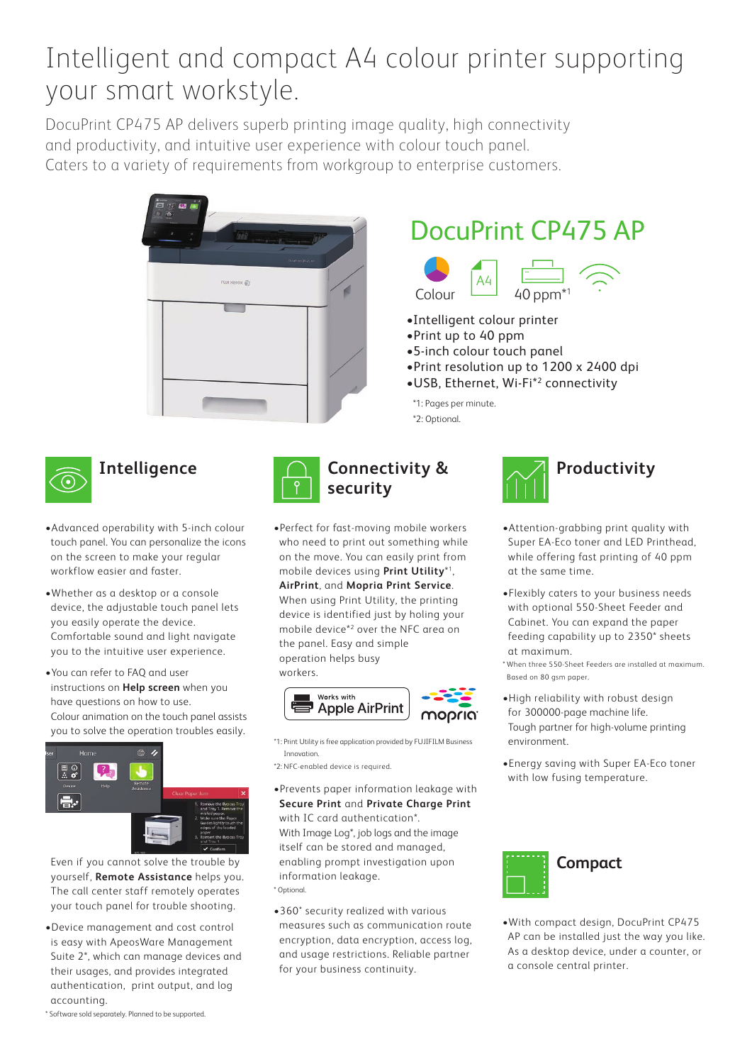# Intelligent and compact A4 colour printer supporting your smart workstyle.

DocuPrint CP475 AP delivers superb printing image quality, high connectivity and productivity, and intuitive user experience with colour touch panel. Caters to a variety of requirements from workgroup to enterprise customers.

## DocuPrint CP475 AP

Colour | A4 | 40 ppm*1

- Intelligent colour printer
- Print up to 40 ppm
- 5-inch colour touch panel
- Print resolution up to 1200 x 2400 dpi
- USB, Ethernet, Wi-Fi*2 connectivity

*1: Pages per minute.
*2: Optional.

## Intelligence

- Advanced operability with 5-inch colour touch panel. You can personalize the icons on the screen to make your regular workflow easier and faster.
- Whether as a desktop or a console device, the adjustable touch panel lets you easily operate the device. Comfortable sound and light navigate you to the intuitive user experience.
- You can refer to FAQ and user instructions on **Help screen** when you have questions on how to use. Colour animation on the touch panel assists you to solve the operation troubles easily.

Even if you cannot solve the trouble by yourself, **Remote Assistance** helps you. The call center staff remotely operates your touch panel for trouble shooting.

- Device management and cost control is easy with ApeosWare Management Suite 2*, which can manage devices and their usages, and provides integrated authentication, print output, and log accounting.

* Software sold separately. Planned to be supported.

## Connectivity & security

- Perfect for fast-moving mobile workers who need to print out something while on the move. You can easily print from mobile devices using **Print Utility***1, **AirPrint**, and **Mopria Print Service**. When using Print Utility, the printing device is identified just by holing your mobile device*2 over the NFC area on the panel. Easy and simple operation helps busy workers.

Works with Apple AirPrint | mopria

*1: Print Utility is free application provided by FUJIFILM Business Innovation.
*2: NFC-enabled device is required.

- Prevents paper information leakage with **Secure Print** and **Private Charge Print** with IC card authentication*. With Image Log*, job logs and the image itself can be stored and managed, enabling prompt investigation upon information leakage.

* Optional.

- 360° security realized with various measures such as communication route encryption, data encryption, access log, and usage restrictions. Reliable partner for your business continuity.

## Productivity

- Attention-grabbing print quality with Super EA-Eco toner and LED Printhead, while offering fast printing of 40 ppm at the same time.
- Flexibly caters to your business needs with optional 550-Sheet Feeder and Cabinet. You can expand the paper feeding capability up to 2350* sheets at maximum.

* When three 550-Sheet Feeders are installed at maximum. Based on 80 gsm paper.

- High reliability with robust design for 300000-page machine life. Tough partner for high-volume printing environment.
- Energy saving with Super EA-Eco toner with low fusing temperature.

## Compact

- With compact design, DocuPrint CP475 AP can be installed just the way you like. As a desktop device, under a counter, or a console central printer.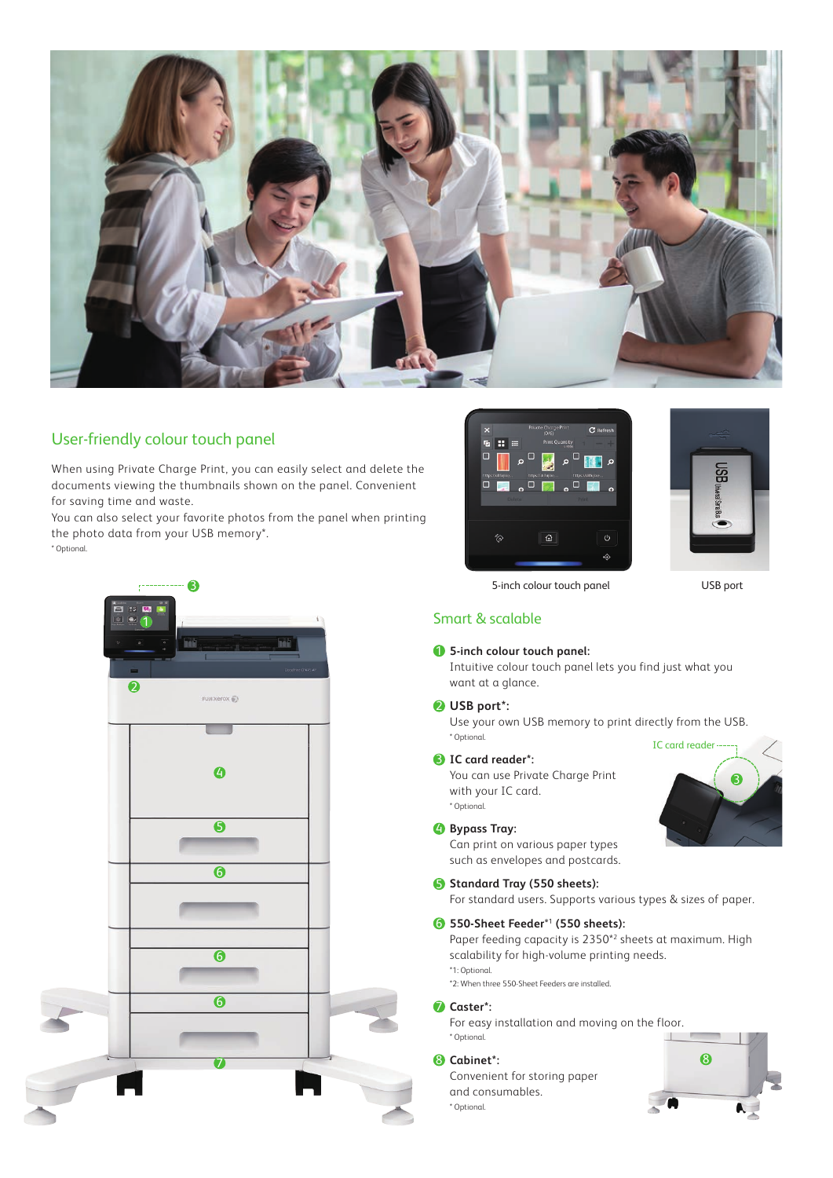## User-friendly colour touch panel

When using Private Charge Print, you can easily select and delete the documents viewing the thumbnails shown on the panel. Convenient for saving time and waste.
You can also select your favorite photos from the panel when printing the photo data from your USB memory*.
* Optional.

5-inch colour touch panel

USB port

## Smart & scalable

**1 5-inch colour touch panel:**
Intuitive colour touch panel lets you find just what you want at a glance.

**2 USB port*:**
Use your own USB memory to print directly from the USB.
* Optional.

**3 IC card reader*:**
You can use Private Charge Print with your IC card.
* Optional.

IC card reader

**4 Bypass Tray:**
Can print on various paper types such as envelopes and postcards.

**5 Standard Tray (550 sheets):**
For standard users. Supports various types & sizes of paper.

**6 550-Sheet Feeder*[1] (550 sheets):**
Paper feeding capacity is 2350*[2] sheets at maximum. High scalability for high-volume printing needs.
*1: Optional.
*2: When three 550-Sheet Feeders are installed.

**7 Caster*:**
For easy installation and moving on the floor.
* Optional.

**8 Cabinet*:**
Convenient for storing paper and consumables.
* Optional.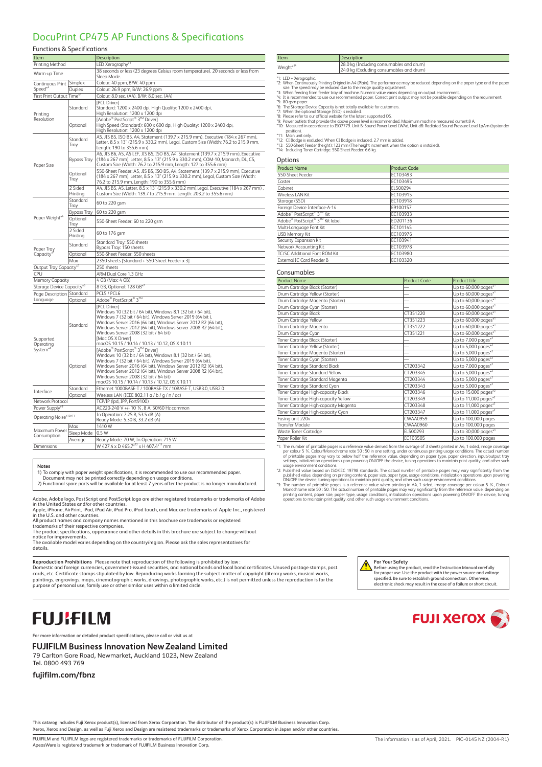# DocuPrint CP475 AP Functions & Specifications

## Functions & Specifications

| Item | | Description |
|---|---|---|
| Printing Method | | LED Xerography*1 |
| Warm-up Time | | 38 seconds or less (23 degrees Celsius room temperature). 20 seconds or less from Sleep Mode. |
| Continuous Print Speed*2 | Simplex | Colour: 40 ppm, B/W: 40 ppm |
| | Duplex | Colour: 26.9 ppm, B/W: 26.9 ppm |
| First Print Output Time*3 | | Colour: 8.0 sec. (A4), B/W: 8.0 sec. (A4) |
| Printing Resolution | Standard | [PCL Driver] Standard: 1200 x 2400 dpi, High Quality: 1200 x 2400 dpi, High Resolution: 1200 x 1200 dpi |
| | Optional | [Adobe® PostScript® 3™ Driver] High Speed (Standard): 600 x 600 dpi, High Quality: 1200 x 2400 dpi, High Resolution: 1200 x 1200 dpi |
| Paper Size | Standard Tray | A5, JIS B5, ISO B5, A4, Statement (139.7 x 215.9 mm), Executive (184 x 267 mm), Letter, 8.5 x 13" (215.9 x 330.2 mm), Legal, Custom Size (Width: 76.2 to 215.9 mm, Length: 190 to 355.6 mm) |
| | Bypass Tray | A6, JIS B6, A5, A5 LEF, JIS B5, ISO B5, A4, Statement (139.7 x 215.9 mm), Executive (184 x 267 mm), Letter, 8.5 x 13" (215.9 x 330.2 mm), COM-10, Monarch, DL, C5, Custom Size (Width: 76.2 to 215.9 mm, Length: 127 to 355.6 mm) |
| | Optional Tray | 550-Sheet Feeder: A5, JIS B5, ISO B5, A4, Statement (139.7 x 215.9 mm), Executive (184 x 267 mm), Letter, 8.5 x 13" (215.9 x 330.2 mm), Legal, Custom Size (Width: 76.2 to 215.9 mm, Length: 190 to 355.6 mm) |
| | 2 Sided Printing | A4, JIS B5, A5, Letter, 8.5 x 13" (215.9 x 330.2 mm),Legal, Executive (184 x 267 mm) , Custom Size (Width: 139.7 to 215.9 mm, Length: 203.2 to 355.6 mm) |
| Paper Weight*4 | Standard Tray | 60 to 220 gsm |
| | Bypass Tray | 60 to 220 gsm |
| | Optional Tray | 550-Sheet Feeder: 60 to 220 gsm |
| | 2 Sided Printing | 60 to 176 gsm |
| Paper Tray Capacity*5 | Standard | Standard Tray: 550 sheets Bypass Tray: 150 sheets |
| | Optional | 550-Sheet Feeder: 550 sheets |
| | Max | 2350 sheets [Standard + 550-Sheet Feeder x 3] |
| Output Tray Capacity*5 | | 250 sheets |
| CPU | | ARM Dual Core 1.3 GHz |
| Memory Capacity | | 4 GB (Max: 4 GB) |
| Storage Device Capacity*6 | | 8 GB, Optional: 128 GB*7 |
| Page Description Language | Standard | PCL5 / PCL6 |
| | Optional | Adobe® PostScript® 3™ |
| Supported Operating System*8 | Standard | [PCL Driver] Windows 10 (32 bit / 64 bit), Windows 8.1 (32 bit / 64 bit), Windows 7 (32 bit / 64 bit), Windows Server 2019 (64 bit ), Windows Server 2016 (64 bit), Windows Server 2012 R2 (64 bit), Windows Server 2012 (64 bit), Windows Server 2008 R2 (64 bit), Windows Server 2008 (32 bit / 64 bit) [Mac OS X Driver] macOS 10.15 / 10.14 / 10.13 / 10.12, OS X 10.11 |
| | Optional | [Adobe® PostScript® 3™ Driver] Windows 10 (32 bit / 64 bit), Windows 8.1 (32 bit / 64 bit), Windows 7 (32 bit / 64 bit), Windows Server 2019 (64 bit), Windows Server 2016 (64 bit), Windows Server 2012 R2 (64 bit), Windows Server 2012 (64 bit), Windows Server 2008 R2 (64 bit), Windows Server 2008 (32 bit / 64 bit) macOS 10.15 / 10.14 / 10.13 / 10.12, OS X 10.11 |
| Interface | Standard | Ethernet 1000BASE-T / 100BASE-TX / 10BASE-T, USB3.0, USB2.0 |
| | Optional | Wireless LAN (IEEE 802.11 a / b / g / n / ac) |
| Network Protocol | | TCP/IP (lpd, IPP, Port9100) |
| Power Supply*9 | | AC220-240 V +/- 10 %, 8 A, 50/60 Hz common |
| Operating Noise*10*11 | | In Operation: 7.25 B, 53.5 dB (A) Ready Mode: 5.30 B, 33.2 dB (A) |
| Maximum Power Consumption | Max | 1410 W |
| | Sleep Mode | 0.5 W |
| | Average | Ready Mode: 70 W, In Operation: 715 W |
| Dimensions | | W 427.4 x D 465.7*12 x H 407.4*13 mm |

| Item | Description |
|---|---|
| Weight*14 | 28.0 kg (Including consumables and drum) 24.0 kg (Excluding consumables and drum) |

*1: LED + Xerographic.
*2: When Continuously Printing Original in A4 (Plain). The performance may be reduced depending on the paper type and the paper size. The speed may be reduced due to the image quality adjustment.
*3: When feeding from feeder tray of machine. Numeric value varies depending on output environment.
*4: It is recommended to use our recommended paper. Correct print output may not be possible depending on the requirement.
*5: 80 gsm paper.
*6: The Storage Device Capacity is not totally available for customers.
*7: When the optional Storage (SSD) is installed.
*8: Please refer to our official website for the latest supported OS.
*9: Power outlets that provide the above power level is recommended. Maximum machine measured current:8 A.
*10: Measured in accordance to ISO7779. Unit B: Sound Power Level LWAd, Unit dB: Radiated Sound Pressure Level LpAm (bystander position).
*11: Main unit only.
*12: CI Badge is excluded. When CI Badge is included, 2.7 mm is added.
*13: 550-Sheet Feeder (height): 123 mm (The height increment when the option is installed).
*14: Including Toner Cartridge. 550-Sheet Feeder: 6.6 kg.

## Options

| Product Name | Product Code |
|---|---|
| 550-Sheet Feeder | EC103493 |
| Caster | EC103495 |
| Cabinet | EL500294 |
| Wireless LAN Kit | EC103915 |
| Storage (SSD) | EC103918 |
| Foreign Device Interface-A-14 | E9100157 |
| Adobe® PostScript® 3™ Kit | EC103933 |
| Adobe® PostScript® 3™ Kit label | ED201136 |
| Multi-Language Font Kit | EC101145 |
| USB Memory Kit | EC103976 |
| Security Expansion Kit | EC103941 |
| Network Accounting Kit | EC103978 |
| TC/SC Additional Font ROM Kit | EC103980 |
| External IC Card Reader B | EC103320 |

## Consumables

| Product Name | Product Code | Product Life |
|---|---|---|
| Drum Cartridge Black (Starter) | — | Up to 60,000 pages*1 |
| Drum Cartridge Yellow (Starter) | — | Up to 60,000 pages*1 |
| Drum Cartridge Magenta (Starter) | — | Up to 60,000 pages*1 |
| Drum Cartridge Cyan (Starter) | — | Up to 60,000 pages*1 |
| Drum Cartridge Black | CT351220 | Up to 60,000 pages*1 |
| Drum Cartridge Yellow | CT351223 | Up to 60,000 pages*1 |
| Drum Cartridge Magenta | CT351222 | Up to 60,000 pages*1 |
| Drum Cartridge Cyan | CT351221 | Up to 60,000 pages*1 |
| Toner Cartridge Black (Starter) | — | Up to 7,000 pages*2 |
| Toner Cartridge Yellow (Starter) | — | Up to 5,000 pages*2 |
| Toner Cartridge Magenta (Starter) | — | Up to 5,000 pages*2 |
| Toner Cartridge Cyan (Starter) | — | Up to 5,000 pages*2 |
| Toner Cartridge Standard Black | CT203342 | Up to 7,000 pages*2 |
| Toner Cartridge Standard Yellow | CT203345 | Up to 5,000 pages*2 |
| Toner Cartridge Standard Magenta | CT203344 | Up to 5,000 pages*2 |
| Toner Cartridge Standard Cyan | CT203343 | Up to 5,000 pages*2 |
| Toner Cartridge High-capacity Black | CT203346 | Up to 15,000 pages*2 |
| Toner Cartridge High-capacity Yellow | CT203349 | Up to 11,000 pages*2 |
| Toner Cartridge High-capacity Magenta | CT203348 | Up to 11,000 pages*2 |
| Toner Cartridge High-capacity Cyan | CT203347 | Up to 11,000 pages*2 |
| Fusing unit 220v | CWAA0959 | Up to 100,000 pages |
| Transfer Module | CWAA0960 | Up to 100,000 pages |
| Waste Toner Cartridge | EL500293 | Up to 30,000 pages*3 |
| Paper Roller Kit | EC103505 | Up to 100,000 pages |

*1: The number of printable pages is a reference value derived from the average of 3 sheets printed in A4, 1 sided, image coverage per colour 5 %, Colour/Monochrome rate 50 : 50 in one setting, under continuous printing usage conditions. The actual number of printable pages may vary to below half the reference value, depending on paper type, paper direction, input/output tray settings, initialization operations upon powering ON/OFF the device, tuning operations to maintain print quality, and other such usage environment conditions.
*2: Published value based on ISO/IEC 19798 standards. The actual number of printable pages may vary significantly from the published value, depending on printing content, paper size, paper type, usage conditions, initialization operations upon powering ON/OFF the device, tuning operations to maintain print quality, and other such usage environment conditions.
*3: The number of printable pages is a reference value when printing in A4, 1 sided, image coverage per colour 5 %, Colour/ Monochrome rate 50 : 50. The actual number of printable pages may vary significantly from the reference value, depending on printing content, paper size, paper type, usage conditions, initialization operations upon powering ON/OFF the device, tuning operations to maintain print quality, and other such usage environment conditions.

**Notes**

1) To comply with paper weight specifications, it is recommended to use our recommended paper. Document may not be printed correctly depending on usage conditions.
2) Functional spare parts will be available for at least 7 years after the product is no longer manufactured.

Adobe, Adobe logo, PostScript and PostScript logo are either registered trademarks or trademarks of Adobe in the United States and/or other countries.
Apple, iPhone, AirPrint, iPad, iPad Air, iPad Pro, iPod touch, and Mac are trademarks of Apple Inc., registered in the U.S. and other countries.
All product names and company names mentioned in this brochure are trademarks or registered trademarks of their respective companies.
The product specifications, appearance and other details in this brochure are subject to change without notice for improvements.
The available model varies depending on the country/region. Please ask the sales representatives for details.

**Reproduction Prohibitions** Please note that reproduction of the following is prohibited by law :
Domestic and foreign currencies, government-issued securities, and national bonds and local bond certificates. Unused postage stamps, post cards, etc. Certificate stamps stipulated by law. Reproducing works forming the subject matter of copyright (literary works, musical works, paintings, engravings, maps, cinematographic works, drawings, photographic works, etc.) is not permitted unless the reproduction is for the purpose of personal use, family use or other similar uses within a limited circle.

**For Your Safety**
Before using the product, read the Instruction Manual carefully for proper use. Use the product with the power source and voltage specified. Be sure to establish ground connection. Otherwise, electronic shock may result in the case of a failure or short circuit.

FUJIFILM

FUJI XEROX

For more information or detailed product specifications, please call or visit us at

**FUJIFILM Business Innovation New Zealand Limited**
79 Carlton Gore Road, Newmarket, Auckland 1023, New Zealand
Tel. 0800 493 769

**fujifilm.com/fbnz**

This catarog includes Fuji Xerox product(s), licensed from Xerox Corporation. The distributor of the product(s) is FUJIFILM Business Innovation Corp.
Xerox, Xerox and Design, as well as Fuji Xerox and Design are resistered trademarks or trademarks of Xerox Corporation in Japan and/or other countries.

FUJIFILM and FUJIFILM logo are registered trademarks or trademarks of FUJIFILM Corporation.
ApeosWare is registered trademark or trademark of FUJIFILM Business Innovation Corp.

The information is as of April, 2021. PIC-0145 NZ (2004-R1)